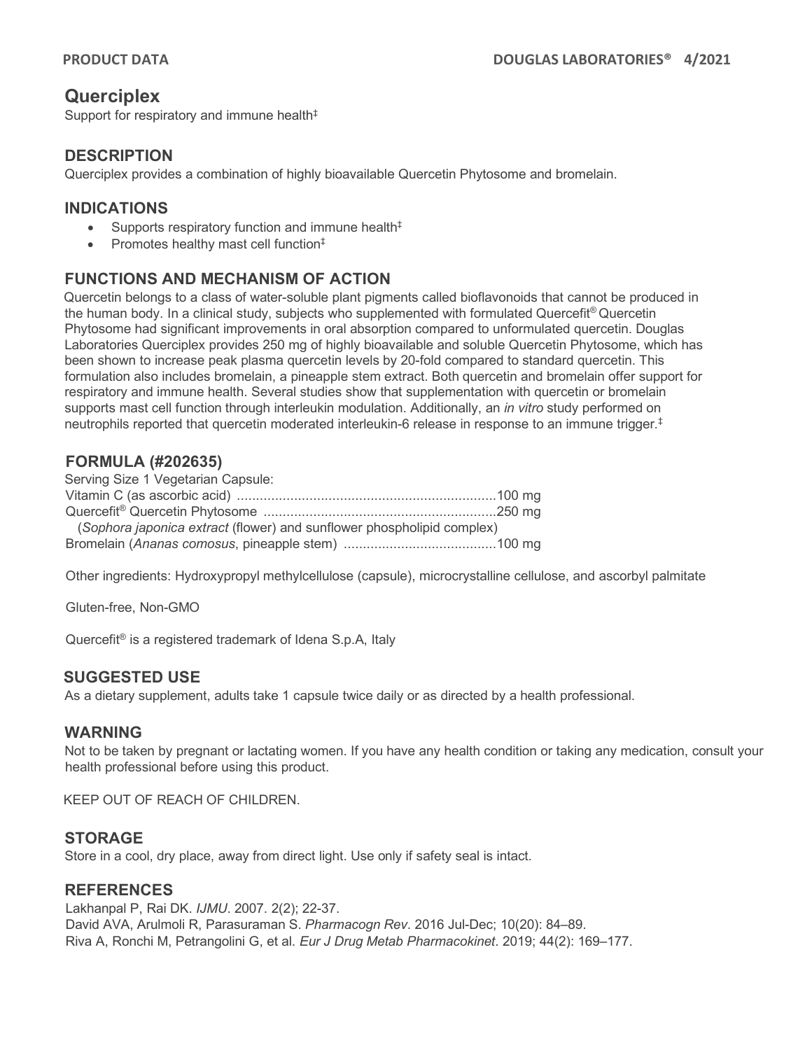# Querciplex

Support for respiratory and immune health‡

## DESCRIPTION

Querciplex provides a combination of highly bioavailable Quercetin Phytosome and bromelain.

## INDICATIONS

- Supports respiratory function and immune health‡
- Promotes healthy mast cell function‡

## FUNCTIONS AND MECHANISM OF ACTION

Quercetin belongs to a class of water-soluble plant pigments called bioflavonoids that cannot be produced in the human body. In a clinical study, subjects who supplemented with formulated Quercefit® Quercetin Phytosome had significant improvements in oral absorption compared to unformulated quercetin. Douglas Laboratories Querciplex provides 250 mg of highly bioavailable and soluble Quercetin Phytosome, which has been shown to increase peak plasma quercetin levels by 20-fold compared to standard quercetin. This formulation also includes bromelain, a pineapple stem extract. Both quercetin and bromelain offer support for respiratory and immune health. Several studies show that supplementation with quercetin or bromelain supports mast cell function through interleukin modulation. Additionally, an *in vitro* study performed on neutrophils reported that quercetin moderated interleukin-6 release in response to an immune trigger.‡

## FORMULA (#202635)

Serving Size 1 Vegetarian Capsule:

Vitamin C (as ascorbic acid) ....................................................................100 mg
Quercefit® Quercetin Phytosome ..............................................................250 mg
(*Sophora japonica extract* (flower) and sunflower phospholipid complex)
Bromelain (*Ananas comosus*, pineapple stem) ........................................100 mg

Other ingredients: Hydroxypropyl methylcellulose (capsule), microcrystalline cellulose, and ascorbyl palmitate

Gluten-free, Non-GMO

Quercefit® is a registered trademark of Idena S.p.A, Italy

## SUGGESTED USE

As a dietary supplement, adults take 1 capsule twice daily or as directed by a health professional.

## WARNING

Not to be taken by pregnant or lactating women. If you have any health condition or taking any medication, consult your health professional before using this product.

KEEP OUT OF REACH OF CHILDREN.

## STORAGE

Store in a cool, dry place, away from direct light. Use only if safety seal is intact.

## REFERENCES

Lakhanpal P, Rai DK. *IJMU*. 2007. 2(2); 22-37.
David AVA, Arulmoli R, Parasuraman S. *Pharmacogn Rev*. 2016 Jul-Dec; 10(20): 84–89.
Riva A, Ronchi M, Petrangolini G, et al. *Eur J Drug Metab Pharmacokinet*. 2019; 44(2): 169–177.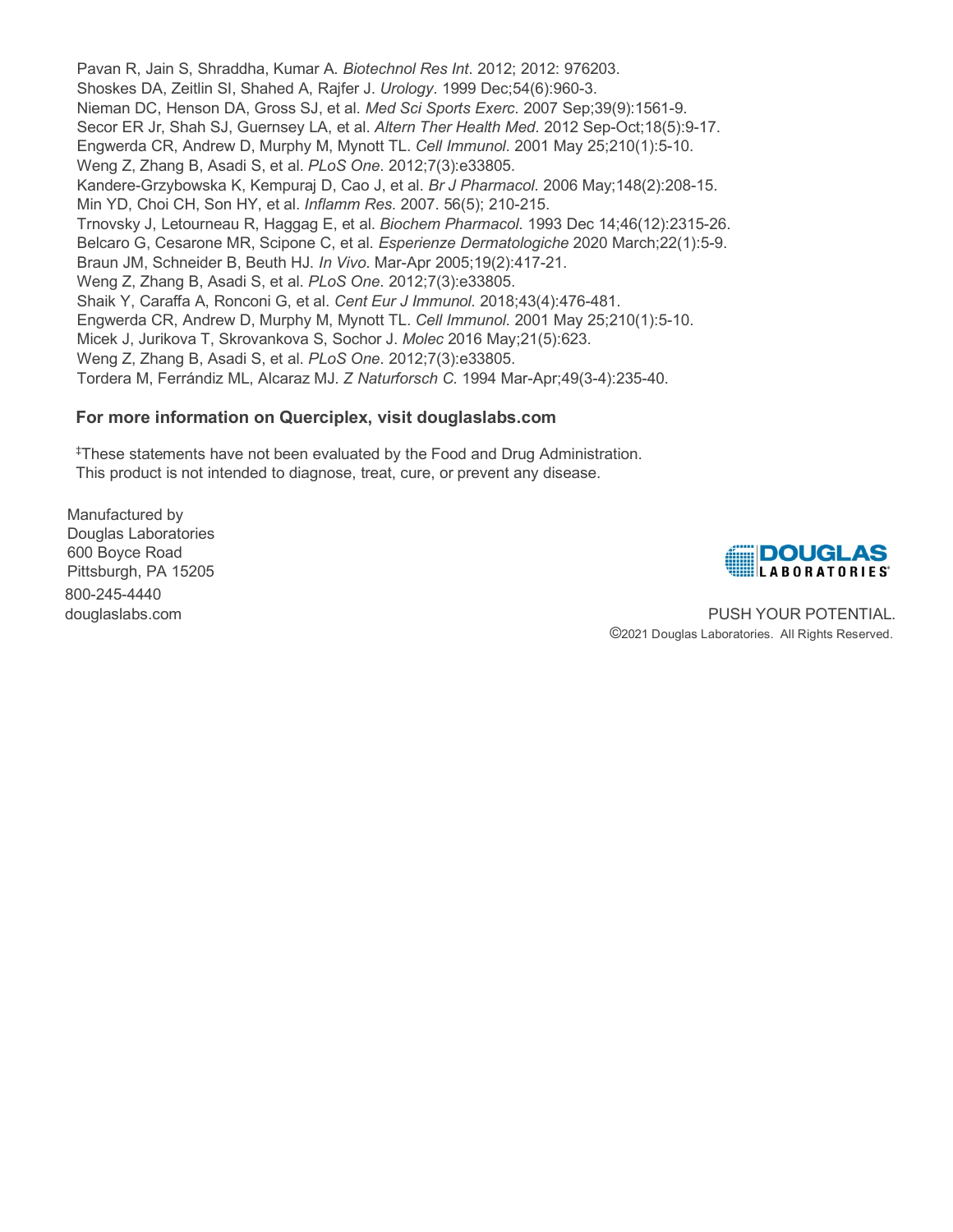Pavan R, Jain S, Shraddha, Kumar A. *Biotechnol Res Int*. 2012; 2012: 976203.
Shoskes DA, Zeitlin SI, Shahed A, Rajfer J. *Urology*. 1999 Dec;54(6):960-3.
Nieman DC, Henson DA, Gross SJ, et al. *Med Sci Sports Exerc*. 2007 Sep;39(9):1561-9.
Secor ER Jr, Shah SJ, Guernsey LA, et al. *Altern Ther Health Med*. 2012 Sep-Oct;18(5):9-17.
Engwerda CR, Andrew D, Murphy M, Mynott TL. *Cell Immunol*. 2001 May 25;210(1):5-10.
Weng Z, Zhang B, Asadi S, et al. *PLoS One*. 2012;7(3):e33805.
Kandere-Grzybowska K, Kempuraj D, Cao J, et al. *Br J Pharmacol*. 2006 May;148(2):208-15.
Min YD, Choi CH, Son HY, et al. *Inflamm Res*. 2007. 56(5); 210-215.
Trnovsky J, Letourneau R, Haggag E, et al. *Biochem Pharmacol*. 1993 Dec 14;46(12):2315-26.
Belcaro G, Cesarone MR, Scipone C, et al. *Esperienze Dermatologiche* 2020 March;22(1):5-9.
Braun JM, Schneider B, Beuth HJ. *In Vivo*. Mar-Apr 2005;19(2):417-21.
Weng Z, Zhang B, Asadi S, et al. *PLoS One*. 2012;7(3):e33805.
Shaik Y, Caraffa A, Ronconi G, et al. *Cent Eur J Immunol*. 2018;43(4):476-481.
Engwerda CR, Andrew D, Murphy M, Mynott TL. *Cell Immunol*. 2001 May 25;210(1):5-10.
Micek J, Jurikova T, Skrovankova S, Sochor J. *Molec* 2016 May;21(5):623.
Weng Z, Zhang B, Asadi S, et al. *PLoS One*. 2012;7(3):e33805.
Tordera M, Ferrándiz ML, Alcaraz MJ. *Z Naturforsch C*. 1994 Mar-Apr;49(3-4):235-40.

**For more information on Querciplex, visit douglaslabs.com**

‡These statements have not been evaluated by the Food and Drug Administration.
This product is not intended to diagnose, treat, cure, or prevent any disease.

Manufactured by
Douglas Laboratories
600 Boyce Road
Pittsburgh, PA 15205
800-245-4440
douglaslabs.com

DOUGLAS LABORATORIES®

PUSH YOUR POTENTIAL.
©2021 Douglas Laboratories. All Rights Reserved.